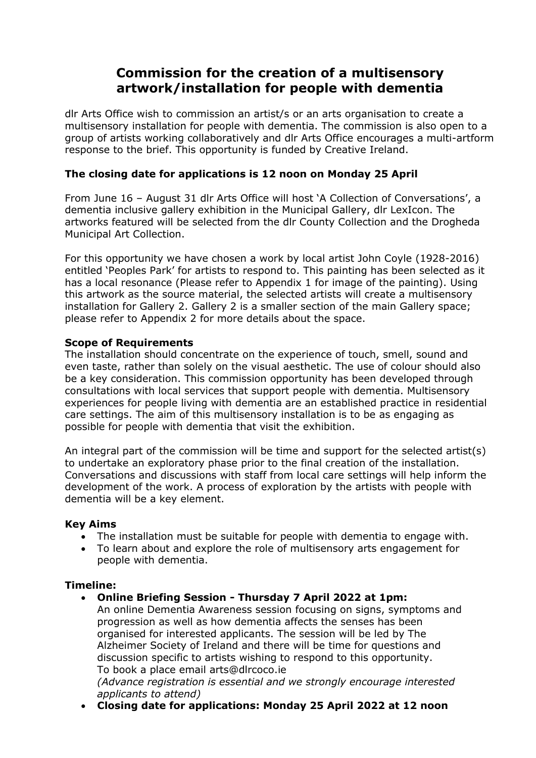# Commission for the creation of a multisensory artwork/installation for people with dementia

dlr Arts Office wish to commission an artist/s or an arts organisation to create a multisensory installation for people with dementia. The commission is also open to a group of artists working collaboratively and dlr Arts Office encourages a multi-artform response to the brief. This opportunity is funded by Creative Ireland.

**The closing date for applications is 12 noon on Monday 25 April**

From June 16 – August 31 dlr Arts Office will host 'A Collection of Conversations', a dementia inclusive gallery exhibition in the Municipal Gallery, dlr LexIcon. The artworks featured will be selected from the dlr County Collection and the Drogheda Municipal Art Collection.

For this opportunity we have chosen a work by local artist John Coyle (1928-2016) entitled 'Peoples Park' for artists to respond to. This painting has been selected as it has a local resonance (Please refer to Appendix 1 for image of the painting). Using this artwork as the source material, the selected artists will create a multisensory installation for Gallery 2. Gallery 2 is a smaller section of the main Gallery space; please refer to Appendix 2 for more details about the space.

**Scope of Requirements**

The installation should concentrate on the experience of touch, smell, sound and even taste, rather than solely on the visual aesthetic. The use of colour should also be a key consideration. This commission opportunity has been developed through consultations with local services that support people with dementia. Multisensory experiences for people living with dementia are an established practice in residential care settings. The aim of this multisensory installation is to be as engaging as possible for people with dementia that visit the exhibition.

An integral part of the commission will be time and support for the selected artist(s) to undertake an exploratory phase prior to the final creation of the installation. Conversations and discussions with staff from local care settings will help inform the development of the work. A process of exploration by the artists with people with dementia will be a key element.

**Key Aims**

- The installation must be suitable for people with dementia to engage with.
- To learn about and explore the role of multisensory arts engagement for people with dementia.

**Timeline:**

- **Online Briefing Session - Thursday 7 April 2022 at 1pm:**
  An online Dementia Awareness session focusing on signs, symptoms and progression as well as how dementia affects the senses has been organised for interested applicants. The session will be led by The Alzheimer Society of Ireland and there will be time for questions and discussion specific to artists wishing to respond to this opportunity.
  To book a place email arts@dlrcoco.ie
  *(Advance registration is essential and we strongly encourage interested applicants to attend)*
- **Closing date for applications: Monday 25 April 2022 at 12 noon**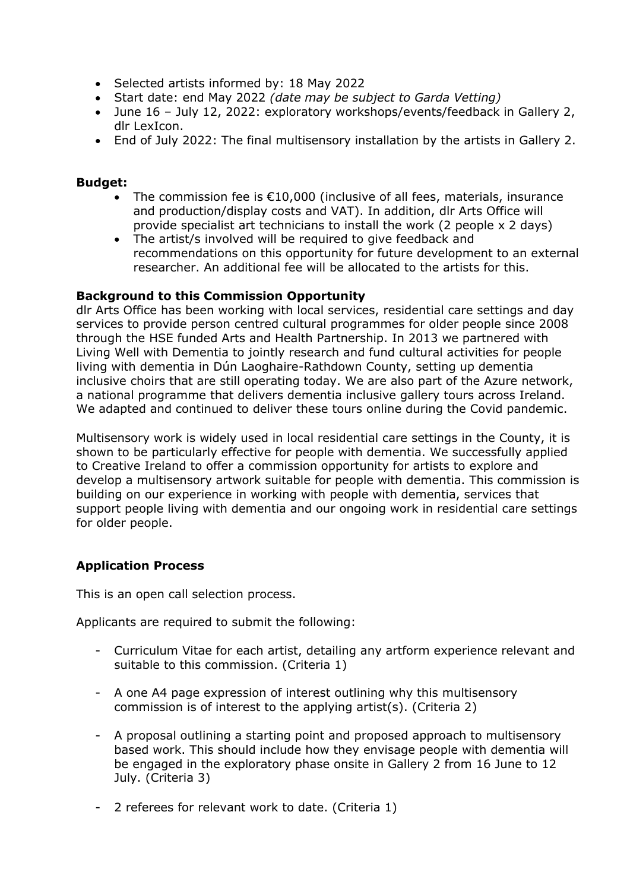- Selected artists informed by: 18 May 2022
- Start date: end May 2022 *(date may be subject to Garda Vetting)*
- June 16 – July 12, 2022: exploratory workshops/events/feedback in Gallery 2, dlr LexIcon.
- End of July 2022: The final multisensory installation by the artists in Gallery 2.

**Budget:**

- The commission fee is €10,000 (inclusive of all fees, materials, insurance and production/display costs and VAT). In addition, dlr Arts Office will provide specialist art technicians to install the work (2 people x 2 days)
- The artist/s involved will be required to give feedback and recommendations on this opportunity for future development to an external researcher. An additional fee will be allocated to the artists for this.

**Background to this Commission Opportunity**

dlr Arts Office has been working with local services, residential care settings and day services to provide person centred cultural programmes for older people since 2008 through the HSE funded Arts and Health Partnership. In 2013 we partnered with Living Well with Dementia to jointly research and fund cultural activities for people living with dementia in Dún Laoghaire-Rathdown County, setting up dementia inclusive choirs that are still operating today. We are also part of the Azure network, a national programme that delivers dementia inclusive gallery tours across Ireland. We adapted and continued to deliver these tours online during the Covid pandemic.

Multisensory work is widely used in local residential care settings in the County, it is shown to be particularly effective for people with dementia. We successfully applied to Creative Ireland to offer a commission opportunity for artists to explore and develop a multisensory artwork suitable for people with dementia. This commission is building on our experience in working with people with dementia, services that support people living with dementia and our ongoing work in residential care settings for older people.

**Application Process**

This is an open call selection process.

Applicants are required to submit the following:

- Curriculum Vitae for each artist, detailing any artform experience relevant and suitable to this commission. (Criteria 1)
- A one A4 page expression of interest outlining why this multisensory commission is of interest to the applying artist(s). (Criteria 2)
- A proposal outlining a starting point and proposed approach to multisensory based work. This should include how they envisage people with dementia will be engaged in the exploratory phase onsite in Gallery 2 from 16 June to 12 July. (Criteria 3)
- 2 referees for relevant work to date. (Criteria 1)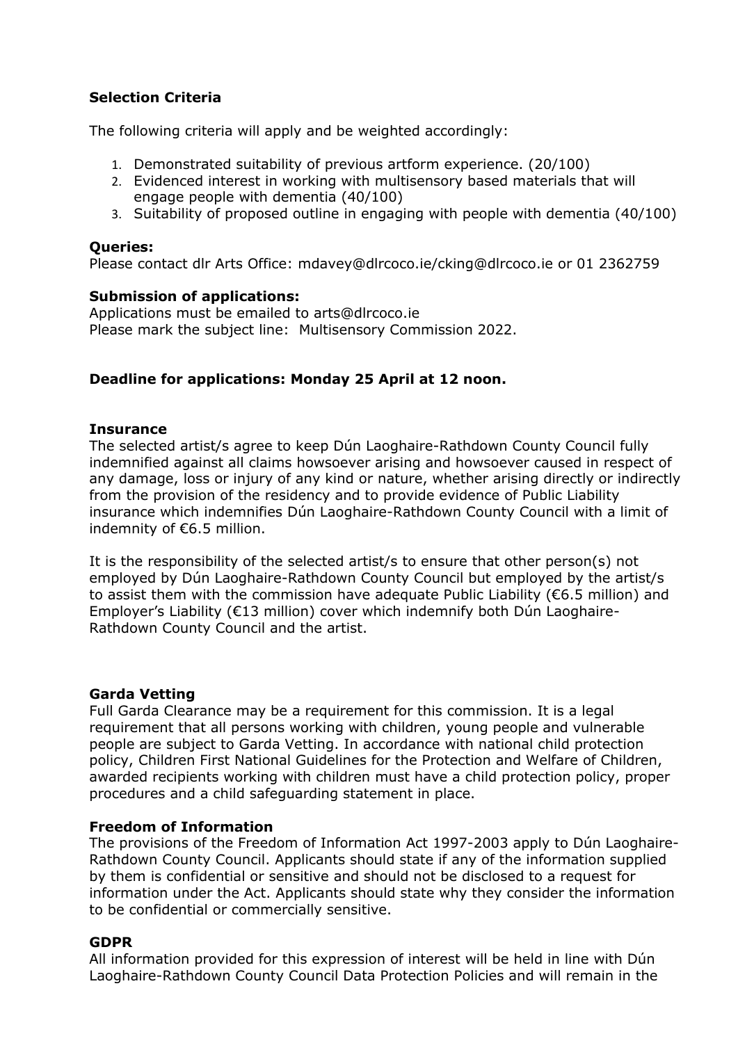**Selection Criteria**

The following criteria will apply and be weighted accordingly:

1. Demonstrated suitability of previous artform experience. (20/100)
2. Evidenced interest in working with multisensory based materials that will engage people with dementia (40/100)
3. Suitability of proposed outline in engaging with people with dementia (40/100)

**Queries:**
Please contact dlr Arts Office: mdavey@dlrcoco.ie/cking@dlrcoco.ie or 01 2362759

**Submission of applications:**
Applications must be emailed to arts@dlrcoco.ie
Please mark the subject line: Multisensory Commission 2022.

**Deadline for applications: Monday 25 April at 12 noon.**

**Insurance**
The selected artist/s agree to keep Dún Laoghaire-Rathdown County Council fully indemnified against all claims howsoever arising and howsoever caused in respect of any damage, loss or injury of any kind or nature, whether arising directly or indirectly from the provision of the residency and to provide evidence of Public Liability insurance which indemnifies Dún Laoghaire-Rathdown County Council with a limit of indemnity of €6.5 million.

It is the responsibility of the selected artist/s to ensure that other person(s) not employed by Dún Laoghaire-Rathdown County Council but employed by the artist/s to assist them with the commission have adequate Public Liability (€6.5 million) and Employer's Liability (€13 million) cover which indemnify both Dún Laoghaire-Rathdown County Council and the artist.

**Garda Vetting**
Full Garda Clearance may be a requirement for this commission. It is a legal requirement that all persons working with children, young people and vulnerable people are subject to Garda Vetting. In accordance with national child protection policy, Children First National Guidelines for the Protection and Welfare of Children, awarded recipients working with children must have a child protection policy, proper procedures and a child safeguarding statement in place.

**Freedom of Information**
The provisions of the Freedom of Information Act 1997-2003 apply to Dún Laoghaire-Rathdown County Council. Applicants should state if any of the information supplied by them is confidential or sensitive and should not be disclosed to a request for information under the Act. Applicants should state why they consider the information to be confidential or commercially sensitive.

**GDPR**
All information provided for this expression of interest will be held in line with Dún Laoghaire-Rathdown County Council Data Protection Policies and will remain in the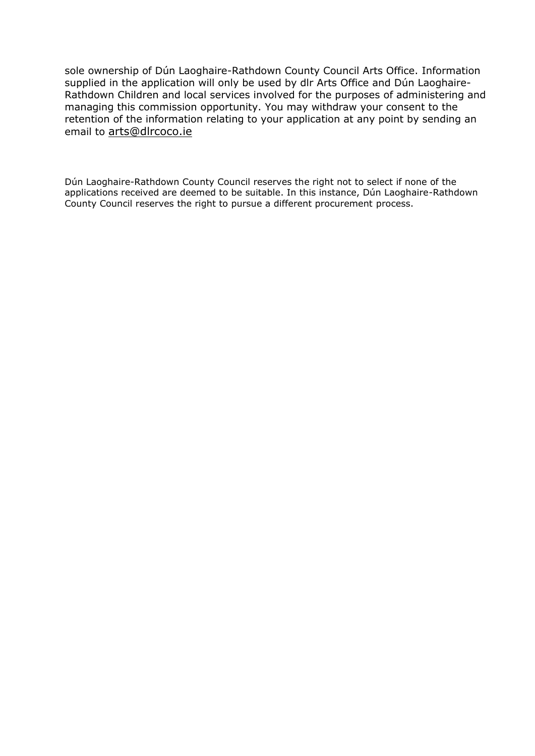sole ownership of Dún Laoghaire-Rathdown County Council Arts Office. Information supplied in the application will only be used by dlr Arts Office and Dún Laoghaire-Rathdown Children and local services involved for the purposes of administering and managing this commission opportunity. You may withdraw your consent to the retention of the information relating to your application at any point by sending an email to arts@dlrcoco.ie

Dún Laoghaire-Rathdown County Council reserves the right not to select if none of the applications received are deemed to be suitable. In this instance, Dún Laoghaire-Rathdown County Council reserves the right to pursue a different procurement process.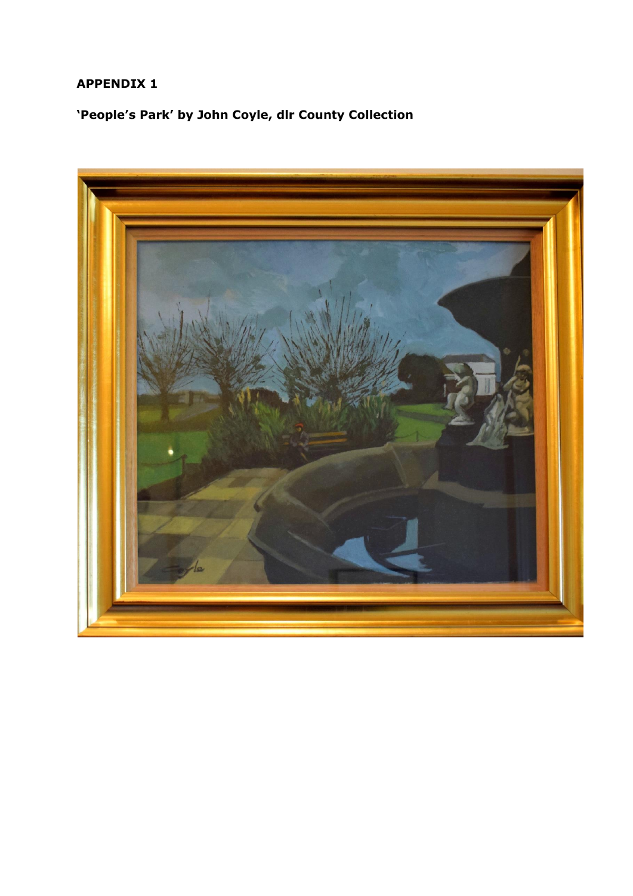**APPENDIX 1**

**'People's Park' by John Coyle, dlr County Collection**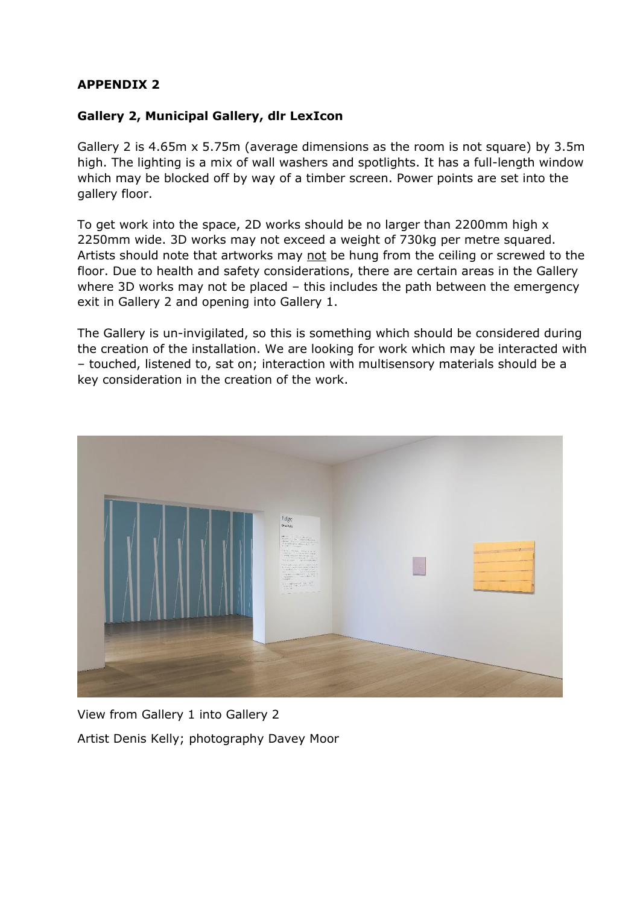**APPENDIX 2**

**Gallery 2, Municipal Gallery, dlr LexIcon**

Gallery 2 is 4.65m x 5.75m (average dimensions as the room is not square) by 3.5m high. The lighting is a mix of wall washers and spotlights. It has a full-length window which may be blocked off by way of a timber screen. Power points are set into the gallery floor.

To get work into the space, 2D works should be no larger than 2200mm high x 2250mm wide. 3D works may not exceed a weight of 730kg per metre squared. Artists should note that artworks may not be hung from the ceiling or screwed to the floor. Due to health and safety considerations, there are certain areas in the Gallery where 3D works may not be placed – this includes the path between the emergency exit in Gallery 2 and opening into Gallery 1.

The Gallery is un-invigilated, so this is something which should be considered during the creation of the installation. We are looking for work which may be interacted with – touched, listened to, sat on; interaction with multisensory materials should be a key consideration in the creation of the work.

View from Gallery 1 into Gallery 2

Artist Denis Kelly; photography Davey Moor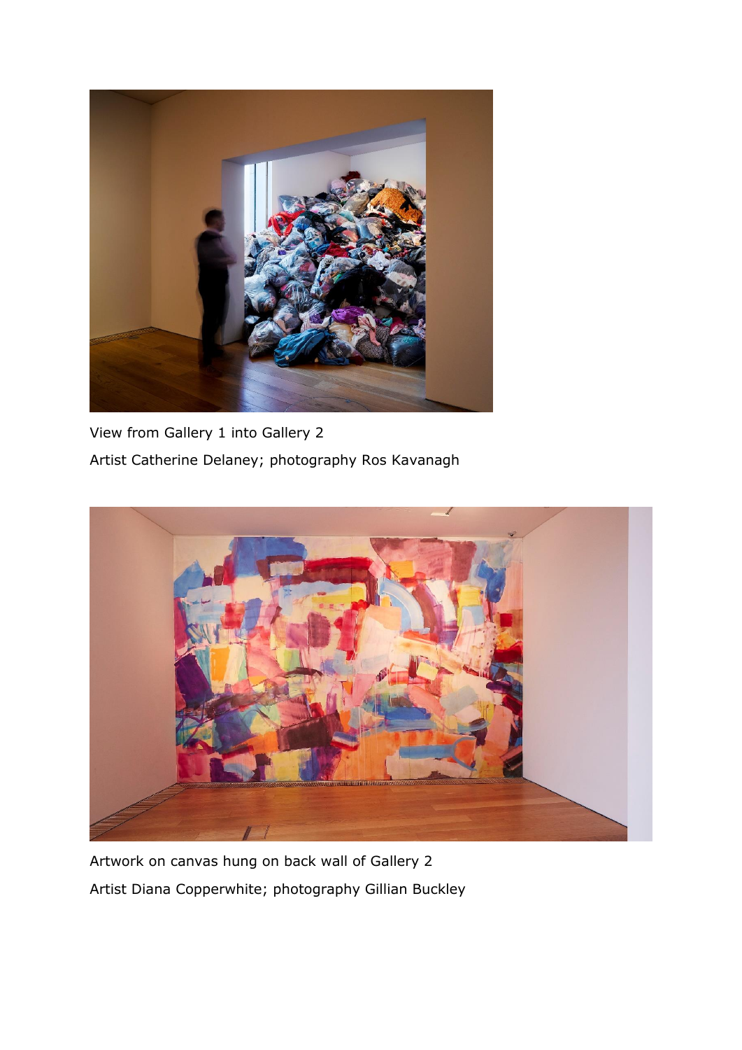View from Gallery 1 into Gallery 2

Artist Catherine Delaney; photography Ros Kavanagh

Artwork on canvas hung on back wall of Gallery 2

Artist Diana Copperwhite; photography Gillian Buckley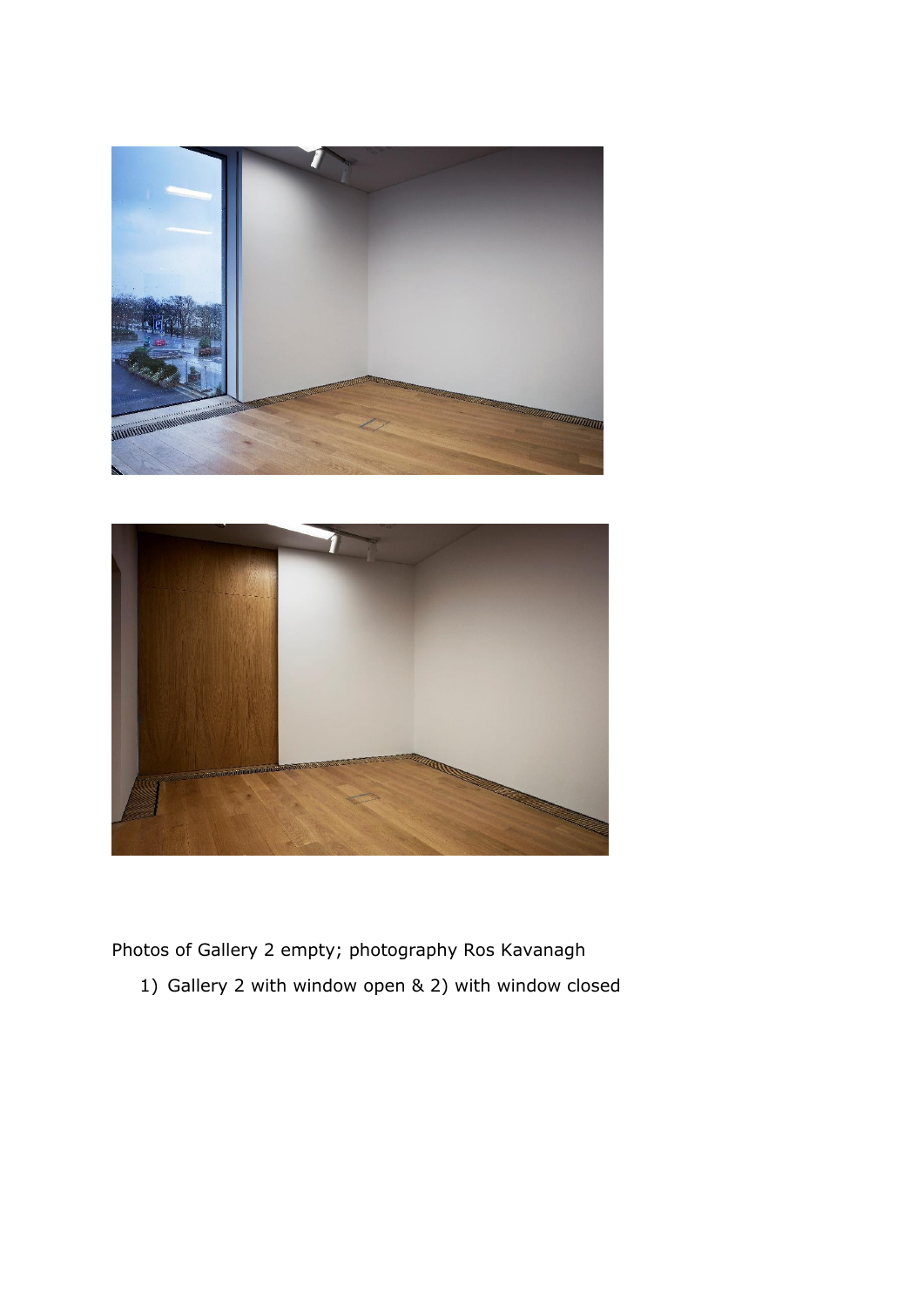Photos of Gallery 2 empty; photography Ros Kavanagh

1) Gallery 2 with window open & 2) with window closed